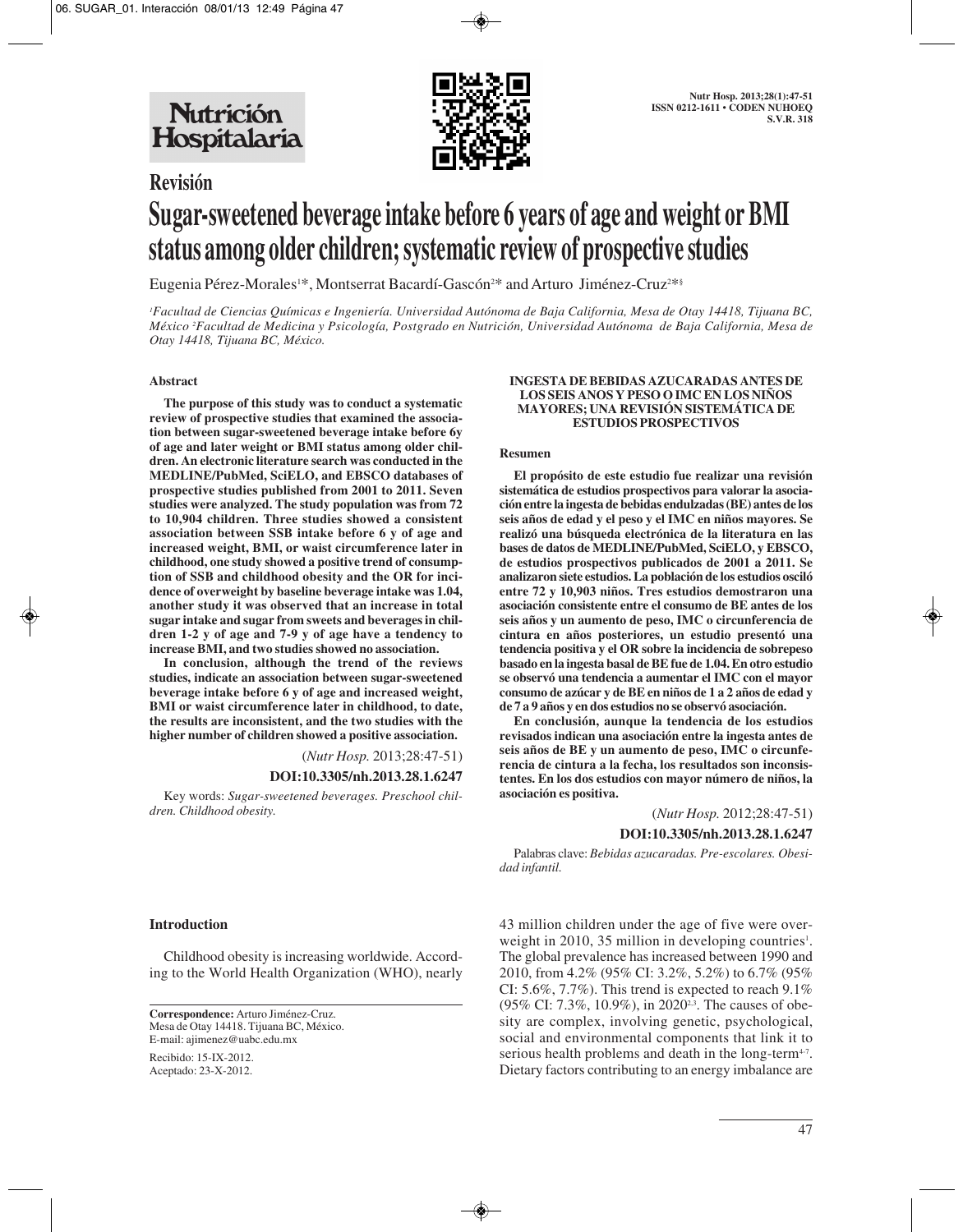# Revisión

# Sugar-sweetened beverage intake before 6 years of age and weight or BMI status among older children; systematic review of prospective studies

Eugenia Pérez-Morales[1]*, Montserrat Bacardí-Gascón[2]* and Arturo Jiménez-Cruz[2]*§

[1]Facultad de Ciencias Químicas e Ingeniería. Universidad Autónoma de Baja California, Mesa de Otay 14418, Tijuana BC, México [2]Facultad de Medicina y Psicología, Postgrado en Nutrición, Universidad Autónoma de Baja California, Mesa de Otay 14418, Tijuana BC, México.

### Abstract

**The purpose of this study was to conduct a systematic review of prospective studies that examined the association between sugar-sweetened beverage intake before 6y of age and later weight or BMI status among older children. An electronic literature search was conducted in the MEDLINE/PubMed, SciELO, and EBSCO databases of prospective studies published from 2001 to 2011. Seven studies were analyzed. The study population was from 72 to 10,904 children. Three studies showed a consistent association between SSB intake before 6 y of age and increased weight, BMI, or waist circumference later in childhood, one study showed a positive trend of consumption of SSB and childhood obesity and the OR for incidence of overweight by baseline beverage intake was 1.04, another study it was observed that an increase in total sugar intake and sugar from sweets and beverages in children 1-2 y of age and 7-9 y of age have a tendency to increase BMI, and two studies showed no association.**

**In conclusion, although the trend of the reviews studies, indicate an association between sugar-sweetened beverage intake before 6 y of age and increased weight, BMI or waist circumference later in childhood, to date, the results are inconsistent, and the two studies with the higher number of children showed a positive association.**

(*Nutr Hosp.* 2013;28:47-51)

**DOI:10.3305/nh.2013.28.1.6247**

Key words: *Sugar-sweetened beverages. Preschool children. Childhood obesity.*

### INGESTA DE BEBIDAS AZUCARADAS ANTES DE LOS SEIS ANOS Y PESO O IMC EN LOS NIÑOS MAYORES; UNA REVISIÓN SISTEMÁTICA DE ESTUDIOS PROSPECTIVOS

#### Resumen

**El propósito de este estudio fue realizar una revisión sistemática de estudios prospectivos para valorar la asociación entre la ingesta de bebidas endulzadas (BE) antes de los seis años de edad y el peso y el IMC en niños mayores. Se realizó una búsqueda electrónica de la literatura en las bases de datos de MEDLINE/PubMed, SciELO, y EBSCO, de estudios prospectivos publicados de 2001 a 2011. Se analizaron siete estudios. La población de los estudios osciló entre 72 y 10,903 niños. Tres estudios demostraron una asociación consistente entre el consumo de BE antes de los seis años y un aumento de peso, IMC o circunferencia de cintura en años posteriores, un estudio presentó una tendencia positiva y el OR sobre la incidencia de sobrepeso basado en la ingesta basal de BE fue de 1.04. En otro estudio se observó una tendencia a aumentar el IMC con el mayor consumo de azúcar y de BE en niños de 1 a 2 años de edad y de 7 a 9 años y en dos estudios no se observó asociación.**

**En conclusión, aunque la tendencia de los estudios revisados indican una asociación entre la ingesta antes de seis años de BE y un aumento de peso, IMC o circunferencia de cintura a la fecha, los resultados son inconsistentes. En los dos estudios con mayor número de niños, la asociación es positiva.**

(*Nutr Hosp.* 2012;28:47-51)

**DOI:10.3305/nh.2013.28.1.6247**

Palabras clave: *Bebidas azucaradas. Pre-escolares. Obesidad infantil.*

**Correspondence:** Arturo Jiménez-Cruz.
Mesa de Otay 14418. Tijuana BC, México.
E-mail: ajimenez@uabc.edu.mx

Recibido: 15-IX-2012.
Aceptado: 23-X-2012.

## Introduction

Childhood obesity is increasing worldwide. According to the World Health Organization (WHO), nearly 43 million children under the age of five were overweight in 2010, 35 million in developing countries[1]. The global prevalence has increased between 1990 and 2010, from 4.2% (95% CI: 3.2%, 5.2%) to 6.7% (95% CI: 5.6%, 7.7%). This trend is expected to reach 9.1% (95% CI: 7.3%, 10.9%), in 2020[2,3]. The causes of obesity are complex, involving genetic, psychological, social and environmental components that link it to serious health problems and death in the long-term[4-7]. Dietary factors contributing to an energy imbalance are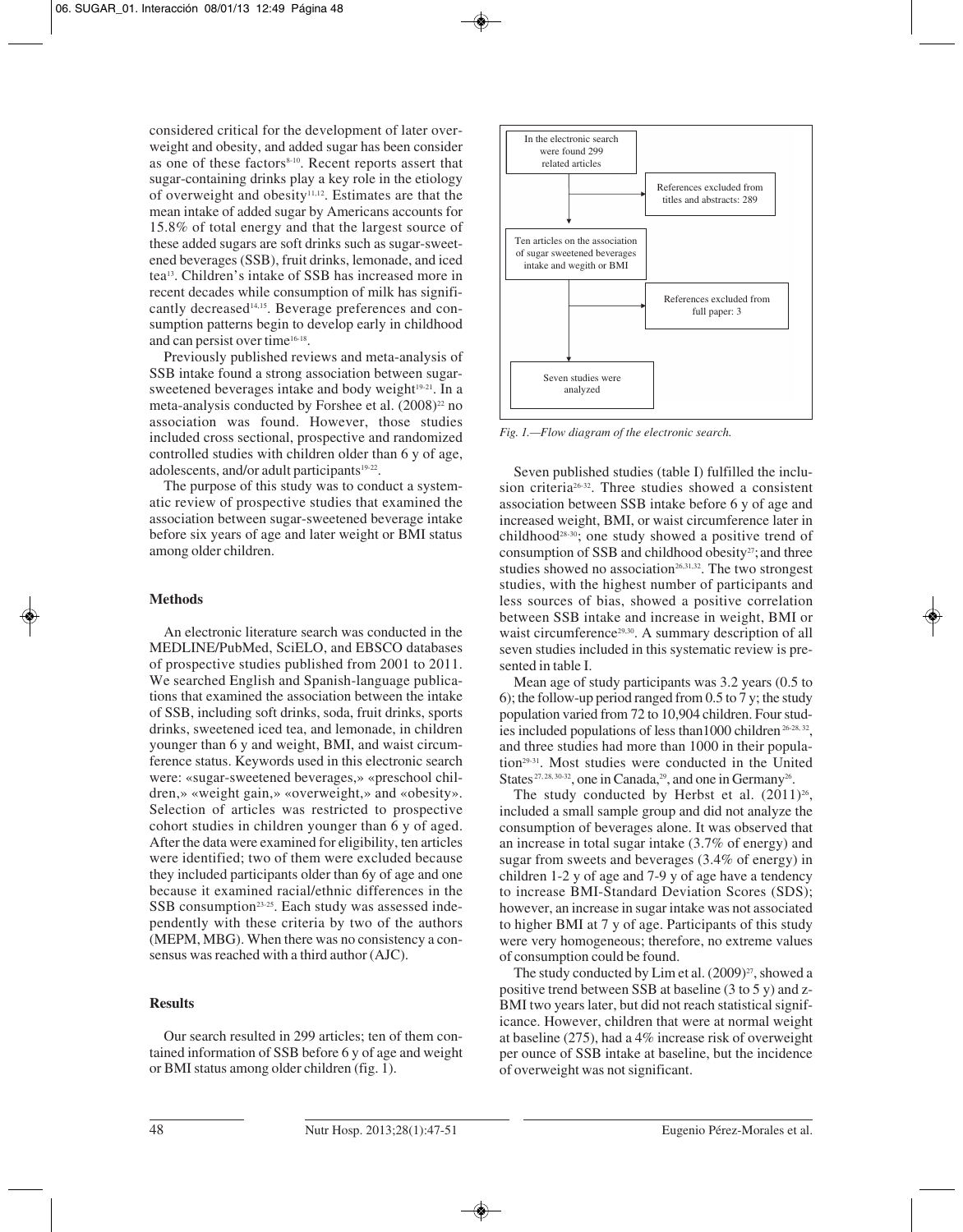considered critical for the development of later overweight and obesity, and added sugar has been consider as one of these factors[8-10]. Recent reports assert that sugar-containing drinks play a key role in the etiology of overweight and obesity[11,12]. Estimates are that the mean intake of added sugar by Americans accounts for 15.8% of total energy and that the largest source of these added sugars are soft drinks such as sugar-sweetened beverages (SSB), fruit drinks, lemonade, and iced tea[13]. Children's intake of SSB has increased more in recent decades while consumption of milk has significantly decreased[14,15]. Beverage preferences and consumption patterns begin to develop early in childhood and can persist over time[16-18].

Previously published reviews and meta-analysis of SSB intake found a strong association between sugar-sweetened beverages intake and body weight[19-21]. In a meta-analysis conducted by Forshee et al. (2008)[22] no association was found. However, those studies included cross sectional, prospective and randomized controlled studies with children older than 6 y of age, adolescents, and/or adult participants[19-22].

The purpose of this study was to conduct a systematic review of prospective studies that examined the association between sugar-sweetened beverage intake before six years of age and later weight or BMI status among older children.

## Methods

An electronic literature search was conducted in the MEDLINE/PubMed, SciELO, and EBSCO databases of prospective studies published from 2001 to 2011. We searched English and Spanish-language publications that examined the association between the intake of SSB, including soft drinks, soda, fruit drinks, sports drinks, sweetened iced tea, and lemonade, in children younger than 6 y and weight, BMI, and waist circumference status. Keywords used in this electronic search were: «sugar-sweetened beverages,» «preschool children,» «weight gain,» «overweight,» and «obesity». Selection of articles was restricted to prospective cohort studies in children younger than 6 y of aged. After the data were examined for eligibility, ten articles were identified; two of them were excluded because they included participants older than 6y of age and one because it examined racial/ethnic differences in the SSB consumption[23-25]. Each study was assessed independently with these criteria by two of the authors (MEPM, MBG). When there was no consistency a consensus was reached with a third author (AJC).

## Results

Our search resulted in 299 articles; ten of them contained information of SSB before 6 y of age and weight or BMI status among older children (fig. 1).

In the electronic search were found 299 related articles → References excluded from titles and abstracts: 289 → Ten articles on the association of sugar sweetened beverages intake and wegith or BMI → References excluded from full paper: 3 → Seven studies were analyzed

*Fig. 1.—Flow diagram of the electronic search.*

Seven published studies (table I) fulfilled the inclusion criteria[26-32]. Three studies showed a consistent association between SSB intake before 6 y of age and increased weight, BMI, or waist circumference later in childhood[28-30]; one study showed a positive trend of consumption of SSB and childhood obesity[27]; and three studies showed no association[26,31,32]. The two strongest studies, with the highest number of participants and less sources of bias, showed a positive correlation between SSB intake and increase in weight, BMI or waist circumference[29,30]. A summary description of all seven studies included in this systematic review is presented in table I.

Mean age of study participants was 3.2 years (0.5 to 6); the follow-up period ranged from 0.5 to 7 y; the study population varied from 72 to 10,904 children. Four studies included populations of less than1000 children [26-28, 32], and three studies had more than 1000 in their population[29-31]. Most studies were conducted in the United States [27, 28, 30-32], one in Canada,[29], and one in Germany[26].

The study conducted by Herbst et al. (2011)[26], included a small sample group and did not analyze the consumption of beverages alone. It was observed that an increase in total sugar intake (3.7% of energy) and sugar from sweets and beverages (3.4% of energy) in children 1-2 y of age and 7-9 y of age have a tendency to increase BMI-Standard Deviation Scores (SDS); however, an increase in sugar intake was not associated to higher BMI at 7 y of age. Participants of this study were very homogeneous; therefore, no extreme values of consumption could be found.

The study conducted by Lim et al. (2009)[27], showed a positive trend between SSB at baseline (3 to 5 y) and z-BMI two years later, but did not reach statistical significance. However, children that were at normal weight at baseline (275), had a 4% increase risk of overweight per ounce of SSB intake at baseline, but the incidence of overweight was not significant.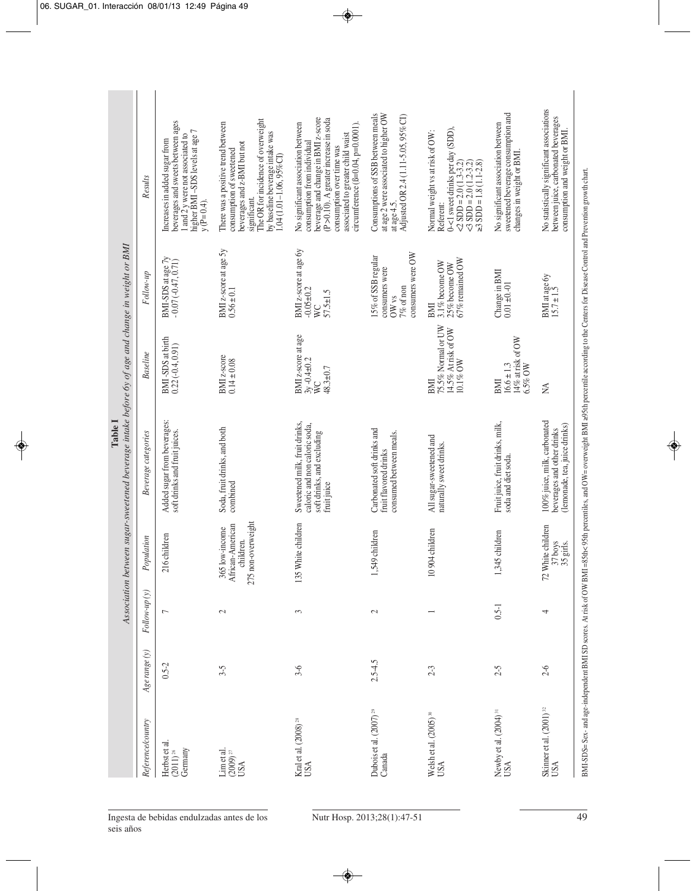**Table I**

*Association between sugar-sweetened beverage intake before 6y of age and change in weight or BMI*

| *Reference/country* | *Age range (y)* | *Follow-up (y)* | *Population* | *Beverage categories* | *Baseline* | *Follow-up* | *Results* |
|---|---|---|---|---|---|---|---|
| Herbst et al. (2011)[26] Germany | 0.5-2 | 7 | 216 children | Added sugar from beverages: soft drinks and fruit juices. | BMI-SDS at birth 0.22 (-0.4, 0.91) | BMI-SDS at age 7y -0.07 (-0.47, 0.71) | Increases in added sugar from beverages and sweets between ages 1 and 2 y were not associated to higher BMI-SDS levels at age 7 y (P=0.4). |
| Lim et al. (2009)[27] USA | 3-5 | 2 | 365 low-income African-American children. 275 non-overweight | Soda, fruit drinks, and both combined | BMI z-score 0.14 ± 0.08 | BMI z-score at age 5y 0.56 ± 0.1 | There was a positive trend between consumption of sweetened beverages and z-BMI but not significant. The OR for incidence of overweight by baseline beverage intake was 1.04 (1.01-1.06, 95% CI) |
| Kral et al. (2008)[28] USA | 3-6 | 3 | 135 White children | Sweetened milk, fruit drinks, caloric and non caloric soda, soft drinks, and excluding fruit juice | BMI z-score at age 3y -0.4±0.2 WC 48.3±0.7 | BMI z-score at age 6y -0.05±0.2 WC 57.5±1.5 | No significant association between consumption from individual beverage and change in BMI z-score (P>0.10). A greater increase in soda consumption over time was associated to greater child waist circumference (ß=0.04, p=0.0001). |
| Dubois et al. (2007)[29] Canada | 2.5-4.5 | 2 | 1,549 children | Carbonated soft drinks and fruit flavored drinks consumed between meals. | | 15% of SSB regular consumers were OW vs 7% of non consumers were OW | Consumptions of SSB between meals at age 2 were associated to higher OW at age 4.5. Adjusted OR 2.4 (1.1-5.05, 95% CI) |
| Welsh et al. (2005)[30] USA | 2-3 | 1 | 10 904 children | All sugar-sweetened and naturally sweet drinks. | BMI 75.5% Normal or UW 14.5% At risk of OW 10.1% OW | BMI 3.1% become OW 25% become OW 67% remained OW | Normal weight vs at risk of OW: Referent: 0-<1 sweet drinks per day (SDD), <2 SDD = 2.0 (1.3-3.2) <3 SDD = 2.0 (1.2-3.2) ≥3 SDD = 1.8 (1.1-2.8) |
| Newby et al. (2004)[31] USA | 2-5 | 0.5-1 | 1,345 children | Fruit juice, fruit drinks, milk, soda and diet soda. | BMI 16.6 ± 1.3 14% at risk of OW 6.5% OW | Change in BMI 0.01 ±0.01 | No significant association between sweetened beverage consumption and changes in weight or BMI. |
| Skinner et al. (2001)[32] USA | 2-6 | 4 | 72 White children 37 boys 35 girls. | 100% juice, milk, carbonated beverages and other drinks (lemonade, tea, juice drinks) | NA | BMI at age 6y 15.7 ± 1.5 | No statistically significant associations between juice, carbonated beverages consumption and weight or BMI. |

BMI-SDS= Sex- and age-independent BMI SD scores. At risk of OW BMI =85th<95th percentiles, and OW= overweight BMI ≥95th percentile according to the Centers for Disease Control and Prevention growth chart.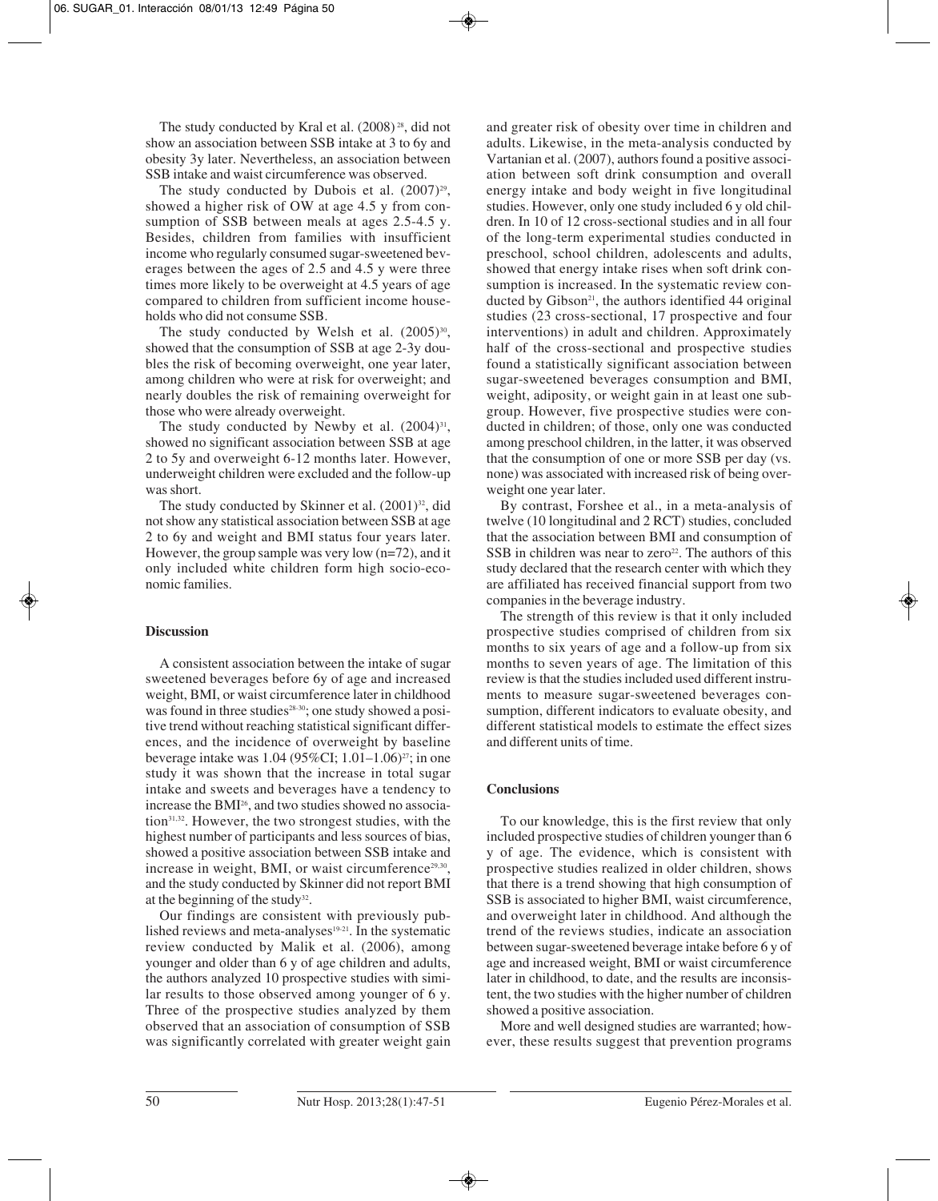The study conducted by Kral et al. (2008)[28], did not show an association between SSB intake at 3 to 6y and obesity 3y later. Nevertheless, an association between SSB intake and waist circumference was observed.

The study conducted by Dubois et al. (2007)[29], showed a higher risk of OW at age 4.5 y from consumption of SSB between meals at ages 2.5-4.5 y. Besides, children from families with insufficient income who regularly consumed sugar-sweetened beverages between the ages of 2.5 and 4.5 y were three times more likely to be overweight at 4.5 years of age compared to children from sufficient income households who did not consume SSB.

The study conducted by Welsh et al. (2005)[30], showed that the consumption of SSB at age 2-3y doubles the risk of becoming overweight, one year later, among children who were at risk for overweight; and nearly doubles the risk of remaining overweight for those who were already overweight.

The study conducted by Newby et al. (2004)[31], showed no significant association between SSB at age 2 to 5y and overweight 6-12 months later. However, underweight children were excluded and the follow-up was short.

The study conducted by Skinner et al. (2001)[32], did not show any statistical association between SSB at age 2 to 6y and weight and BMI status four years later. However, the group sample was very low (n=72), and it only included white children form high socio-economic families.

## Discussion

A consistent association between the intake of sugar sweetened beverages before 6y of age and increased weight, BMI, or waist circumference later in childhood was found in three studies[28-30]; one study showed a positive trend without reaching statistical significant differences, and the incidence of overweight by baseline beverage intake was 1.04 (95%CI; 1.01–1.06)[27]; in one study it was shown that the increase in total sugar intake and sweets and beverages have a tendency to increase the BMI[26], and two studies showed no association[31,32]. However, the two strongest studies, with the highest number of participants and less sources of bias, showed a positive association between SSB intake and increase in weight, BMI, or waist circumference[29,30], and the study conducted by Skinner did not report BMI at the beginning of the study[32].

Our findings are consistent with previously published reviews and meta-analyses[19-21]. In the systematic review conducted by Malik et al. (2006), among younger and older than 6 y of age children and adults, the authors analyzed 10 prospective studies with similar results to those observed among younger of 6 y. Three of the prospective studies analyzed by them observed that an association of consumption of SSB was significantly correlated with greater weight gain and greater risk of obesity over time in children and adults. Likewise, in the meta-analysis conducted by Vartanian et al. (2007), authors found a positive association between soft drink consumption and overall energy intake and body weight in five longitudinal studies. However, only one study included 6 y old children. In 10 of 12 cross-sectional studies and in all four of the long-term experimental studies conducted in preschool, school children, adolescents and adults, showed that energy intake rises when soft drink consumption is increased. In the systematic review conducted by Gibson[21], the authors identified 44 original studies (23 cross-sectional, 17 prospective and four interventions) in adult and children. Approximately half of the cross-sectional and prospective studies found a statistically significant association between sugar-sweetened beverages consumption and BMI, weight, adiposity, or weight gain in at least one subgroup. However, five prospective studies were conducted in children; of those, only one was conducted among preschool children, in the latter, it was observed that the consumption of one or more SSB per day (vs. none) was associated with increased risk of being overweight one year later.

By contrast, Forshee et al., in a meta-analysis of twelve (10 longitudinal and 2 RCT) studies, concluded that the association between BMI and consumption of SSB in children was near to zero[22]. The authors of this study declared that the research center with which they are affiliated has received financial support from two companies in the beverage industry.

The strength of this review is that it only included prospective studies comprised of children from six months to six years of age and a follow-up from six months to seven years of age. The limitation of this review is that the studies included used different instruments to measure sugar-sweetened beverages consumption, different indicators to evaluate obesity, and different statistical models to estimate the effect sizes and different units of time.

## Conclusions

To our knowledge, this is the first review that only included prospective studies of children younger than 6 y of age. The evidence, which is consistent with prospective studies realized in older children, shows that there is a trend showing that high consumption of SSB is associated to higher BMI, waist circumference, and overweight later in childhood. And although the trend of the reviews studies, indicate an association between sugar-sweetened beverage intake before 6 y of age and increased weight, BMI or waist circumference later in childhood, to date, and the results are inconsistent, the two studies with the higher number of children showed a positive association.

More and well designed studies are warranted; however, these results suggest that prevention programs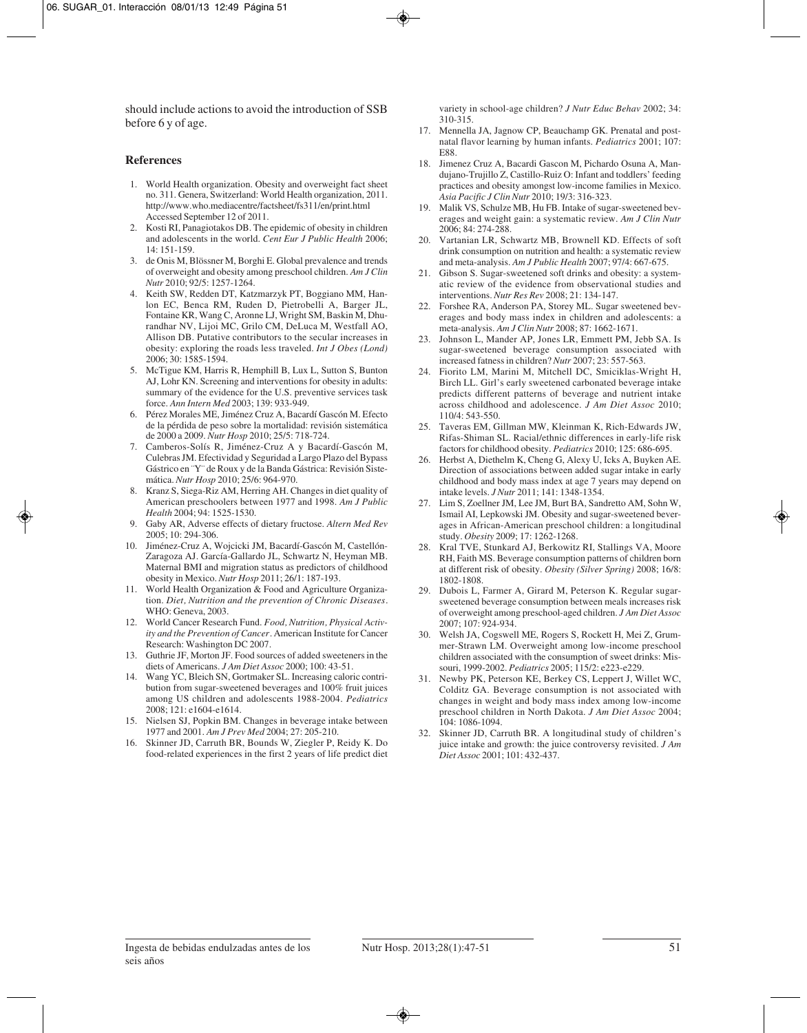should include actions to avoid the introduction of SSB before 6 y of age.

## References

1. World Health organization. Obesity and overweight fact sheet no. 311. Genera, Switzerland: World Health organization, 2011. http://www.who.mediacentre/factsheet/fs311/en/print.html Accessed September 12 of 2011.
2. Kosti RI, Panagiotakos DB. The epidemic of obesity in children and adolescents in the world. *Cent Eur J Public Health* 2006; 14: 151-159.
3. de Onis M, Blössner M, Borghi E. Global prevalence and trends of overweight and obesity among preschool children. *Am J Clin Nutr* 2010; 92/5: 1257-1264.
4. Keith SW, Redden DT, Katzmarzyk PT, Boggiano MM, Hanlon EC, Benca RM, Ruden D, Pietrobelli A, Barger JL, Fontaine KR, Wang C, Aronne LJ, Wright SM, Baskin M, Dhurandhar NV, Lijoi MC, Grilo CM, DeLuca M, Westfall AO, Allison DB. Putative contributors to the secular increases in obesity: exploring the roads less traveled. *Int J Obes (Lond)* 2006; 30: 1585-1594.
5. McTigue KM, Harris R, Hemphill B, Lux L, Sutton S, Bunton AJ, Lohr KN. Screening and interventions for obesity in adults: summary of the evidence for the U.S. preventive services task force. *Ann Intern Med* 2003; 139: 933-949.
6. Pérez Morales ME, Jiménez Cruz A, Bacardí Gascón M. Efecto de la pérdida de peso sobre la mortalidad: revisión sistemática de 2000 a 2009. *Nutr Hosp* 2010; 25/5: 718-724.
7. Camberos-Solís R, Jiménez-Cruz A y Bacardí-Gascón M, Culebras JM. Efectividad y Seguridad a Largo Plazo del Bypass Gástrico en ¨Y¨ de Roux y de la Banda Gástrica: Revisión Sistemática. *Nutr Hosp* 2010; 25/6: 964-970.
8. Kranz S, Siega-Riz AM, Herring AH. Changes in diet quality of American preschoolers between 1977 and 1998. *Am J Public Health* 2004; 94: 1525-1530.
9. Gaby AR, Adverse effects of dietary fructose. *Altern Med Rev* 2005; 10: 294-306.
10. Jiménez-Cruz A, Wojcicki JM, Bacardí-Gascón M, Castellón-Zaragoza AJ. García-Gallardo JL, Schwartz N, Heyman MB. Maternal BMI and migration status as predictors of childhood obesity in Mexico. *Nutr Hosp* 2011; 26/1: 187-193.
11. World Health Organization & Food and Agriculture Organization. *Diet, Nutrition and the prevention of Chronic Diseases*. WHO: Geneva, 2003.
12. World Cancer Research Fund. *Food, Nutrition, Physical Activity and the Prevention of Cancer*. American Institute for Cancer Research: Washington DC 2007.
13. Guthrie JF, Morton JF. Food sources of added sweeteners in the diets of Americans. *J Am Diet Assoc* 2000; 100: 43-51.
14. Wang YC, Bleich SN, Gortmaker SL. Increasing caloric contribution from sugar-sweetened beverages and 100% fruit juices among US children and adolescents 1988-2004. *Pediatrics* 2008; 121: e1604-e1614.
15. Nielsen SJ, Popkin BM. Changes in beverage intake between 1977 and 2001. *Am J Prev Med* 2004; 27: 205-210.
16. Skinner JD, Carruth BR, Bounds W, Ziegler P, Reidy K. Do food-related experiences in the first 2 years of life predict diet variety in school-age children? *J Nutr Educ Behav* 2002; 34: 310-315.
17. Mennella JA, Jagnow CP, Beauchamp GK. Prenatal and postnatal flavor learning by human infants. *Pediatrics* 2001; 107: E88.
18. Jimenez Cruz A, Bacardi Gascon M, Pichardo Osuna A, Mandujano-Trujillo Z, Castillo-Ruiz O: Infant and toddlers' feeding practices and obesity amongst low-income families in Mexico. *Asia Pacific J Clin Nutr* 2010; 19/3: 316-323.
19. Malik VS, Schulze MB, Hu FB. Intake of sugar-sweetened beverages and weight gain: a systematic review. *Am J Clin Nutr* 2006; 84: 274-288.
20. Vartanian LR, Schwartz MB, Brownell KD. Effects of soft drink consumption on nutrition and health: a systematic review and meta-analysis. *Am J Public Health* 2007; 97/4: 667-675.
21. Gibson S. Sugar-sweetened soft drinks and obesity: a systematic review of the evidence from observational studies and interventions. *Nutr Res Rev* 2008; 21: 134-147.
22. Forshee RA, Anderson PA, Storey ML. Sugar sweetened beverages and body mass index in children and adolescents: a meta-analysis. *Am J Clin Nutr* 2008; 87: 1662-1671.
23. Johnson L, Mander AP, Jones LR, Emmett PM, Jebb SA. Is sugar-sweetened beverage consumption associated with increased fatness in children? *Nutr* 2007; 23: 557-563.
24. Fiorito LM, Marini M, Mitchell DC, Smiciklas-Wright H, Birch LL. Girl's early sweetened carbonated beverage intake predicts different patterns of beverage and nutrient intake across childhood and adolescence. *J Am Diet Assoc* 2010; 110/4: 543-550.
25. Taveras EM, Gillman MW, Kleinman K, Rich-Edwards JW, Rifas-Shiman SL. Racial/ethnic differences in early-life risk factors for childhood obesity. *Pediatrics* 2010; 125: 686-695.
26. Herbst A, Diethelm K, Cheng G, Alexy U, Icks A, Buyken AE. Direction of associations between added sugar intake in early childhood and body mass index at age 7 years may depend on intake levels. *J Nutr* 2011; 141: 1348-1354.
27. Lim S, Zoellner JM, Lee JM, Burt BA, Sandretto AM, Sohn W, Ismail AI, Lepkowski JM. Obesity and sugar-sweetened beverages in African-American preschool children: a longitudinal study. *Obesity* 2009; 17: 1262-1268.
28. Kral TVE, Stunkard AJ, Berkowitz RI, Stallings VA, Moore RH, Faith MS. Beverage consumption patterns of children born at different risk of obesity. *Obesity (Silver Spring)* 2008; 16/8: 1802-1808.
29. Dubois L, Farmer A, Girard M, Peterson K. Regular sugar-sweetened beverage consumption between meals increases risk of overweight among preschool-aged children. *J Am Diet Assoc* 2007; 107: 924-934.
30. Welsh JA, Cogswell ME, Rogers S, Rockett H, Mei Z, Grummer-Strawn LM. Overweight among low-income preschool children associated with the consumption of sweet drinks: Missouri, 1999-2002. *Pediatrics* 2005; 115/2: e223-e229.
31. Newby PK, Peterson KE, Berkey CS, Leppert J, Willet WC, Colditz GA. Beverage consumption is not associated with changes in weight and body mass index among low-income preschool children in North Dakota. *J Am Diet Assoc* 2004; 104: 1086-1094.
32. Skinner JD, Carruth BR. A longitudinal study of children's juice intake and growth: the juice controversy revisited. *J Am Diet Assoc* 2001; 101: 432-437.